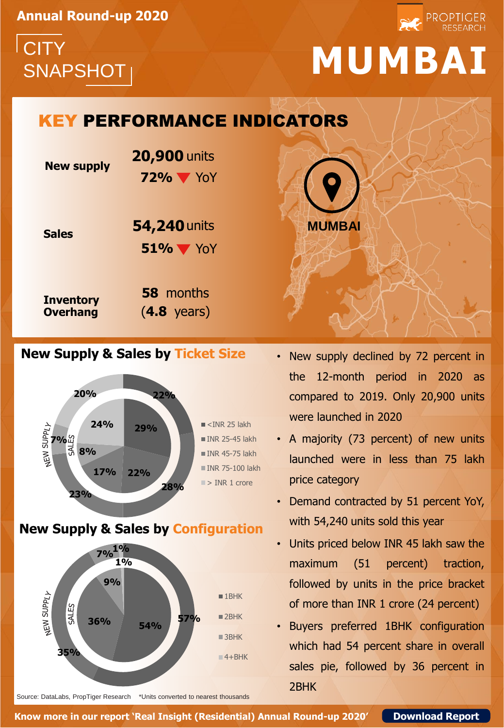**Annual Round-up 2020**

CITY SNAPSHOT

PROPTIGER RESEARCH

# MUMBAI

## KEY PERFORMANCE INDICATORS

| | |
|---|---|
| **New supply** | **20,900** units<br>**72%** ▼ YoY |
| **Sales** | **54,240** units<br>**51%** ▼ YoY |
| **Inventory Overhang** | **58** months<br>(**4.8** years) |

MUMBAI

## New Supply & Sales by Ticket Size

| Ticket Size | New Supply | Sales |
|---|---|---|
| <INR 25 lakh | 22% | 29% |
| INR 25-45 lakh | 28% | 22% |
| INR 45-75 lakh | 23% | 17% |
| INR 75-100 lakh | 7% | 8% |
| > INR 1 crore | 20% | 24% |

## New Supply & Sales by Configuration

| Configuration | New Supply | Sales |
|---|---|---|
| 1BHK | 57% | 54% |
| 2BHK | 35% | 36% |
| 3BHK | 7% | 9% |
| 4+BHK | 1% | 1% |

- New supply declined by 72 percent in the 12-month period in 2020 as compared to 2019. Only 20,900 units were launched in 2020
- A majority (73 percent) of new units launched were in less than 75 lakh price category
- Demand contracted by 51 percent YoY, with 54,240 units sold this year
- Units priced below INR 45 lakh saw the maximum (51 percent) traction, followed by units in the price bracket of more than INR 1 crore (24 percent)
- Buyers preferred 1BHK configuration which had 54 percent share in overall sales pie, followed by 36 percent in 2BHK

Source: DataLabs, PropTiger Research *Units converted to nearest thousands

**Know more in our report 'Real Insight (Residential) Annual Round-up 2020'** **Download Report**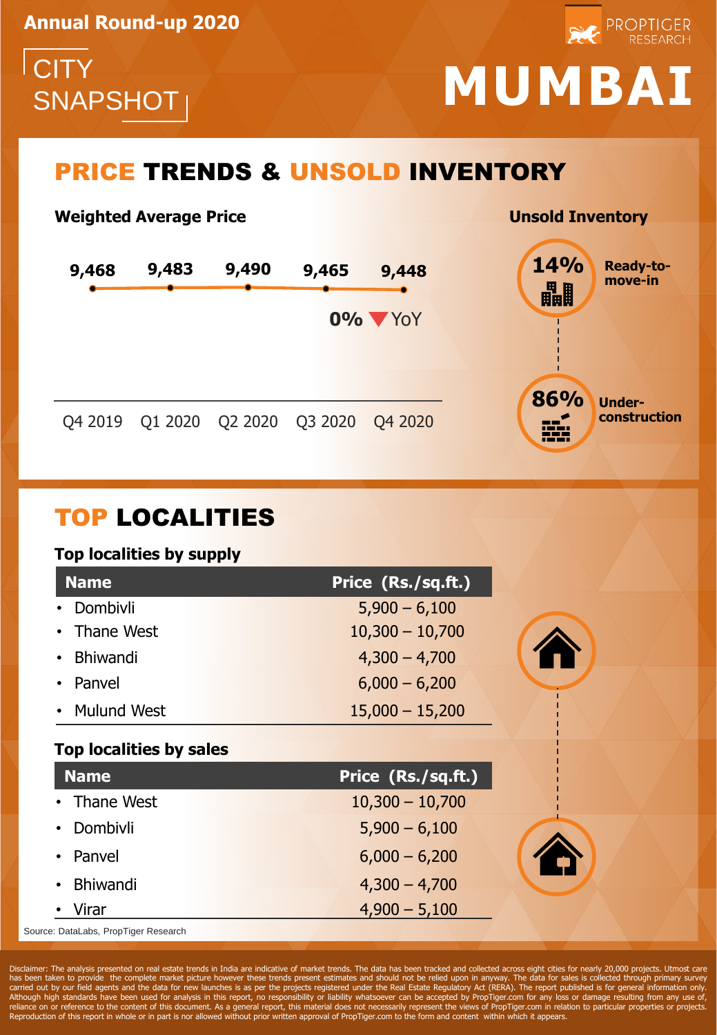Annual Round-up 2020

CITY SNAPSHOT

PROPTIGER RESEARCH

# MUMBAI

## PRICE TRENDS & UNSOLD INVENTORY

### Weighted Average Price

9,468
9,483
9,490
9,465
9,448

0% YoY

Q4 2019
Q1 2020
Q2 2020
Q3 2020
Q4 2020

### Unsold Inventory

14% Ready-to-move-in

86% Under-construction

## TOP LOCALITIES

### Top localities by supply

| Name | Price (Rs./sq.ft.) |
|---|---|
| Dombivli | 5,900 – 6,100 |
| Thane West | 10,300 – 10,700 |
| Bhiwandi | 4,300 – 4,700 |
| Panvel | 6,000 – 6,200 |
| Mulund West | 15,000 – 15,200 |

### Top localities by sales

| Name | Price (Rs./sq.ft.) |
|---|---|
| Thane West | 10,300 – 10,700 |
| Dombivli | 5,900 – 6,100 |
| Panvel | 6,000 – 6,200 |
| Bhiwandi | 4,300 – 4,700 |
| Virar | 4,900 – 5,100 |

Source: DataLabs, PropTiger Research

Disclaimer: The analysis presented on real estate trends in India are indicative of market trends. The data has been tracked and collected across eight cities for nearly 20,000 projects. Utmost care has been taken to provide the complete market picture however these trends present estimates and should not be relied upon in anyway. The data for sales is collected through primary survey carried out by our field agents and the data for new launches is as per the projects registered under the Real Estate Regulatory Act (RERA). The report published is for general information only. Although high standards have been used for analysis in this report, no responsibility or liability whatsoever can be accepted by PropTiger.com for any loss or damage resulting from any use of, reliance on or reference to the content of this document. As a general report, this material does not necessarily represent the views of PropTiger.com in relation to particular properties or projects. Reproduction of this report in whole or in part is nor allowed without prior written approval of PropTiger.com to the form and content within which it appears.